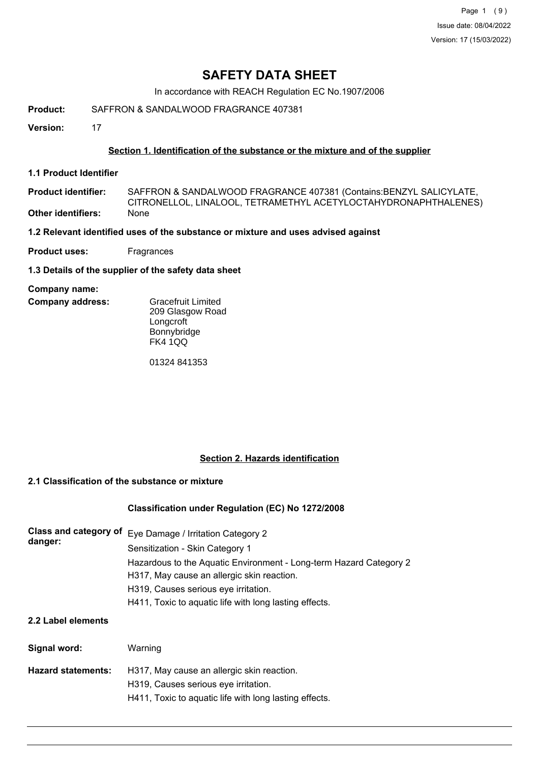# SAFETY DATA SHEET

In accordance with REACH Regulation EC No.1907/2006

**Product:** SAFFRON & SANDALWOOD FRAGRANCE 407381

**Version:** 17

## Section 1. Identification of the substance or the mixture and of the supplier

### 1.1 Product Identifier

**Product identifier:** SAFFRON & SANDALWOOD FRAGRANCE 407381 (Contains:BENZYL SALICYLATE, CITRONELLOL, LINALOOL, TETRAMETHYL ACETYLOCTAHYDRONAPHTHALENES)

**Other identifiers:** None

### 1.2 Relevant identified uses of the substance or mixture and uses advised against

**Product uses:** Fragrances

### 1.3 Details of the supplier of the safety data sheet

**Company name:**

**Company address:**

Gracefruit Limited
209 Glasgow Road
Longcroft
Bonnybridge
FK4 1QQ

01324 841353

## Section 2. Hazards identification

### 2.1 Classification of the substance or mixture

**Classification under Regulation (EC) No 1272/2008**

**Class and category of danger:**

Eye Damage / Irritation Category 2
Sensitization - Skin Category 1
Hazardous to the Aquatic Environment - Long-term Hazard Category 2
H317, May cause an allergic skin reaction.
H319, Causes serious eye irritation.
H411, Toxic to aquatic life with long lasting effects.

### 2.2 Label elements

**Signal word:** Warning

**Hazard statements:**

H317, May cause an allergic skin reaction.
H319, Causes serious eye irritation.
H411, Toxic to aquatic life with long lasting effects.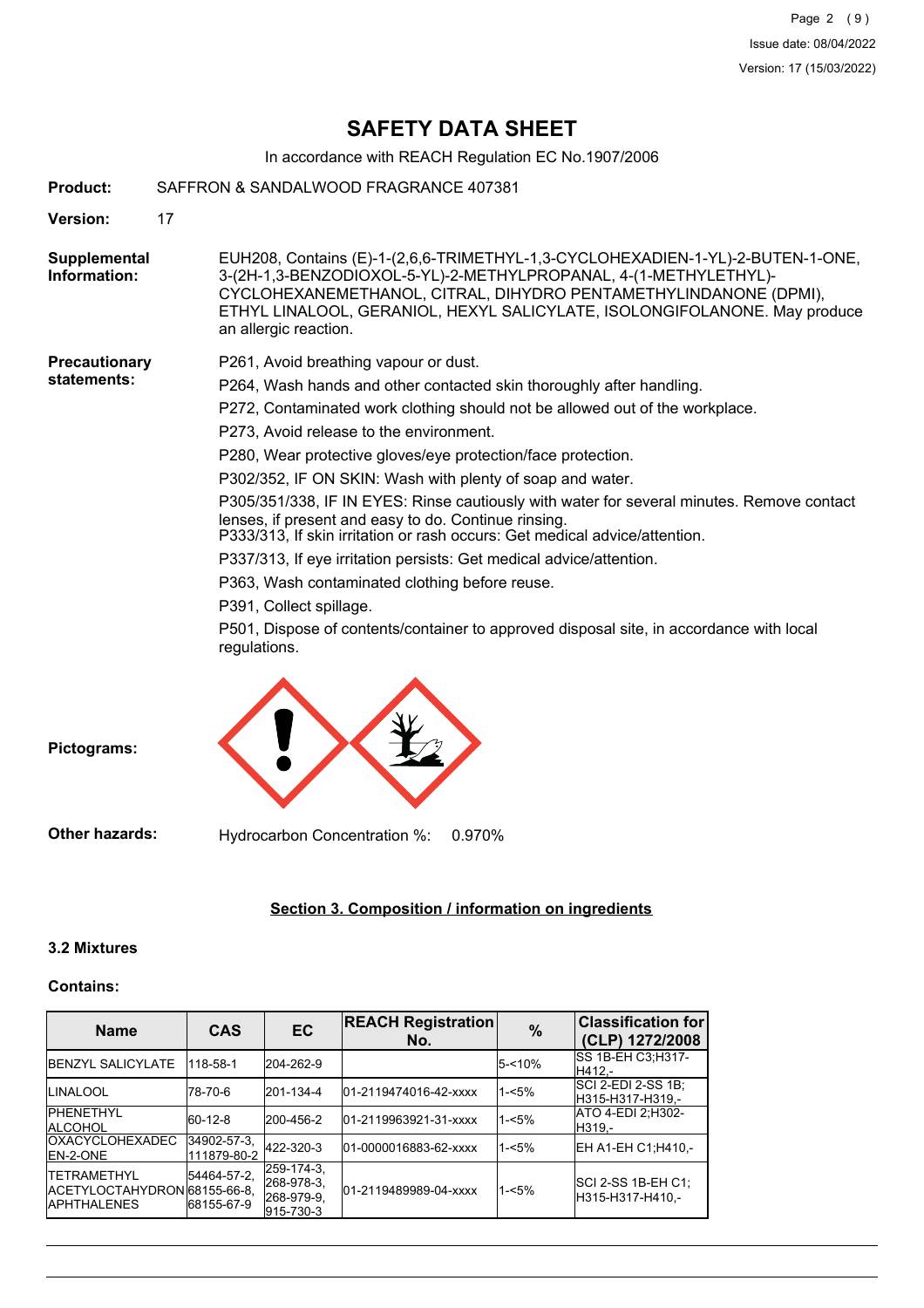# SAFETY DATA SHEET

In accordance with REACH Regulation EC No.1907/2006

**Product:** SAFFRON & SANDALWOOD FRAGRANCE 407381

**Version:** 17

**Supplemental Information:** EUH208, Contains (E)-1-(2,6,6-TRIMETHYL-1,3-CYCLOHEXADIEN-1-YL)-2-BUTEN-1-ONE, 3-(2H-1,3-BENZODIOXOL-5-YL)-2-METHYLPROPANAL, 4-(1-METHYLETHYL)-CYCLOHEXANEMETHANOL, CITRAL, DIHYDRO PENTAMETHYLINDANONE (DPMI), ETHYL LINALOOL, GERANIOL, HEXYL SALICYLATE, ISOLONGIFOLANONE. May produce an allergic reaction.

**Precautionary statements:**

P261, Avoid breathing vapour or dust.

P264, Wash hands and other contacted skin thoroughly after handling.

P272, Contaminated work clothing should not be allowed out of the workplace.

P273, Avoid release to the environment.

P280, Wear protective gloves/eye protection/face protection.

P302/352, IF ON SKIN: Wash with plenty of soap and water.

P305/351/338, IF IN EYES: Rinse cautiously with water for several minutes. Remove contact lenses, if present and easy to do. Continue rinsing.
P333/313, If skin irritation or rash occurs: Get medical advice/attention.

P337/313, If eye irritation persists: Get medical advice/attention.

P363, Wash contaminated clothing before reuse.

P391, Collect spillage.

P501, Dispose of contents/container to approved disposal site, in accordance with local regulations.

**Pictograms:**

**Other hazards:** Hydrocarbon Concentration %: 0.970%

## Section 3. Composition / information on ingredients

### 3.2 Mixtures

**Contains:**

| Name | CAS | EC | REACH Registration No. | % | Classification for (CLP) 1272/2008 |
|---|---|---|---|---|---|
| BENZYL SALICYLATE | 118-58-1 | 204-262-9 | | 5-<10% | SS 1B-EH C3;H317-H412,- |
| LINALOOL | 78-70-6 | 201-134-4 | 01-2119474016-42-xxxx | 1-<5% | SCI 2-EDI 2-SS 1B;H315-H317-H319,- |
| PHENETHYL ALCOHOL | 60-12-8 | 200-456-2 | 01-2119963921-31-xxxx | 1-<5% | ATO 4-EDI 2;H302-H319,- |
| OXACYCLOHEXADECEN-2-ONE | 34902-57-3, 111879-80-2 | 422-320-3 | 01-0000016883-62-xxxx | 1-<5% | EH A1-EH C1;H410,- |
| TETRAMETHYL ACETYLOCTAHYDRONAPHTHALENES | 54464-57-2, 68155-66-8, 68155-67-9 | 259-174-3, 268-978-3, 268-979-9, 915-730-3 | 01-2119489989-04-xxxx | 1-<5% | SCI 2-SS 1B-EH C1;H315-H317-H410,- |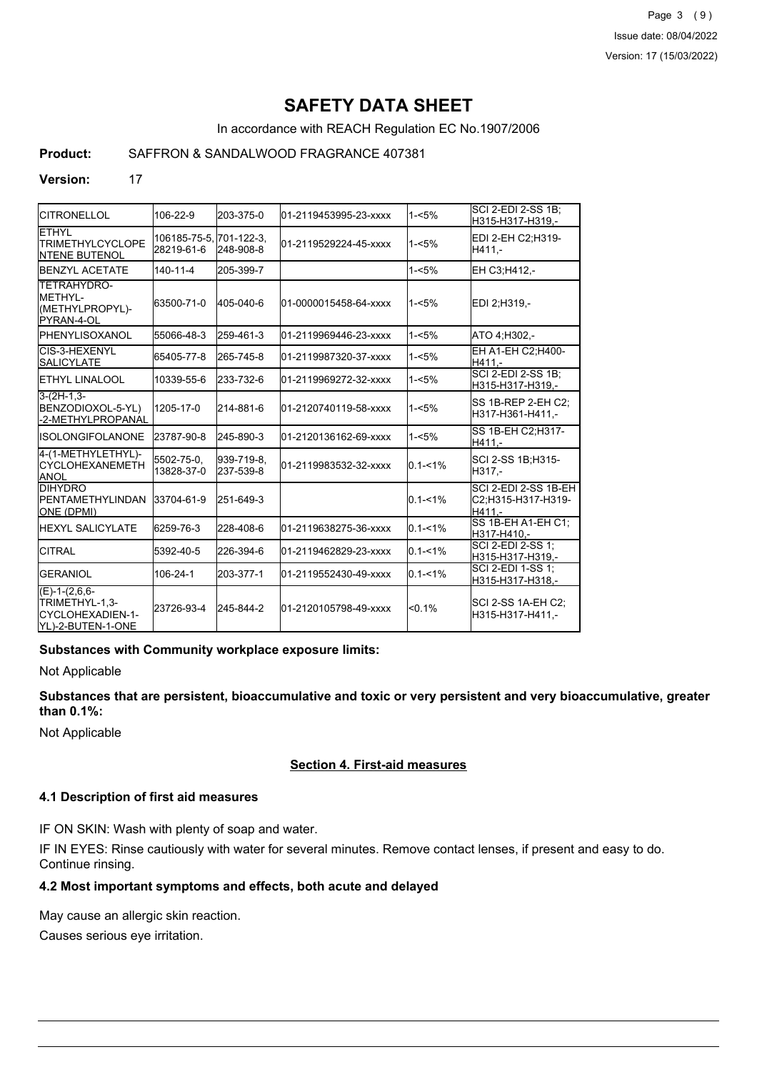# SAFETY DATA SHEET

In accordance with REACH Regulation EC No.1907/2006

**Product:** SAFFRON & SANDALWOOD FRAGRANCE 407381

**Version:** 17

| | | | | | |
|---|---|---|---|---|---|
| CITRONELLOL | 106-22-9 | 203-375-0 | 01-2119453995-23-xxxx | 1-<5% | SCI 2-EDI 2-SS 1B;H315-H317-H319,- |
| ETHYL TRIMETHYLCYCLOPENTENE BUTENOL | 106185-75-5, 28219-61-6 | 701-122-3, 248-908-8 | 01-2119529224-45-xxxx | 1-<5% | EDI 2-EH C2;H319-H411,- |
| BENZYL ACETATE | 140-11-4 | 205-399-7 | | 1-<5% | EH C3;H412,- |
| TETRAHYDRO-METHYL-(METHYLPROPYL)-PYRAN-4-OL | 63500-71-0 | 405-040-6 | 01-0000015458-64-xxxx | 1-<5% | EDI 2;H319,- |
| PHENYLISOXANOL | 55066-48-3 | 259-461-3 | 01-2119969446-23-xxxx | 1-<5% | ATO 4;H302,- |
| CIS-3-HEXENYL SALICYLATE | 65405-77-8 | 265-745-8 | 01-2119987320-37-xxxx | 1-<5% | EH A1-EH C2;H400-H411,- |
| ETHYL LINALOOL | 10339-55-6 | 233-732-6 | 01-2119969272-32-xxxx | 1-<5% | SCI 2-EDI 2-SS 1B;H315-H317-H319,- |
| 3-(2H-1,3-BENZODIOXOL-5-YL)-2-METHYLPROPANAL | 1205-17-0 | 214-881-6 | 01-2120740119-58-xxxx | 1-<5% | SS 1B-REP 2-EH C2;H317-H361-H411,- |
| ISOLONGIFOLANONE | 23787-90-8 | 245-890-3 | 01-2120136162-69-xxxx | 1-<5% | SS 1B-EH C2;H317-H411,- |
| 4-(1-METHYLETHYL)-CYCLOHEXANEMETHANOL | 5502-75-0, 13828-37-0 | 939-719-8, 237-539-8 | 01-2119983532-32-xxxx | 0.1-<1% | SCI 2-SS 1B;H315-H317,- |
| DIHYDRO PENTAMETHYLINDANONE (DPMI) | 33704-61-9 | 251-649-3 | | 0.1-<1% | SCI 2-EDI 2-SS 1B-EH C2;H315-H317-H319-H411,- |
| HEXYL SALICYLATE | 6259-76-3 | 228-408-6 | 01-2119638275-36-xxxx | 0.1-<1% | SS 1B-EH A1-EH C1;H317-H410,- |
| CITRAL | 5392-40-5 | 226-394-6 | 01-2119462829-23-xxxx | 0.1-<1% | SCI 2-EDI 2-SS 1;H315-H317-H319,- |
| GERANIOL | 106-24-1 | 203-377-1 | 01-2119552430-49-xxxx | 0.1-<1% | SCI 2-EDI 1-SS 1;H315-H317-H318,- |
| (E)-1-(2,6,6-TRIMETHYL-1,3-CYCLOHEXADIEN-1-YL)-2-BUTEN-1-ONE | 23726-93-4 | 245-844-2 | 01-2120105798-49-xxxx | <0.1% | SCI 2-SS 1A-EH C2;H315-H317-H411,- |

**Substances with Community workplace exposure limits:**

Not Applicable

**Substances that are persistent, bioaccumulative and toxic or very persistent and very bioaccumulative, greater than 0.1%:**

Not Applicable

## Section 4. First-aid measures

### 4.1 Description of first aid measures

IF ON SKIN: Wash with plenty of soap and water.

IF IN EYES: Rinse cautiously with water for several minutes. Remove contact lenses, if present and easy to do. Continue rinsing.

### 4.2 Most important symptoms and effects, both acute and delayed

May cause an allergic skin reaction.

Causes serious eye irritation.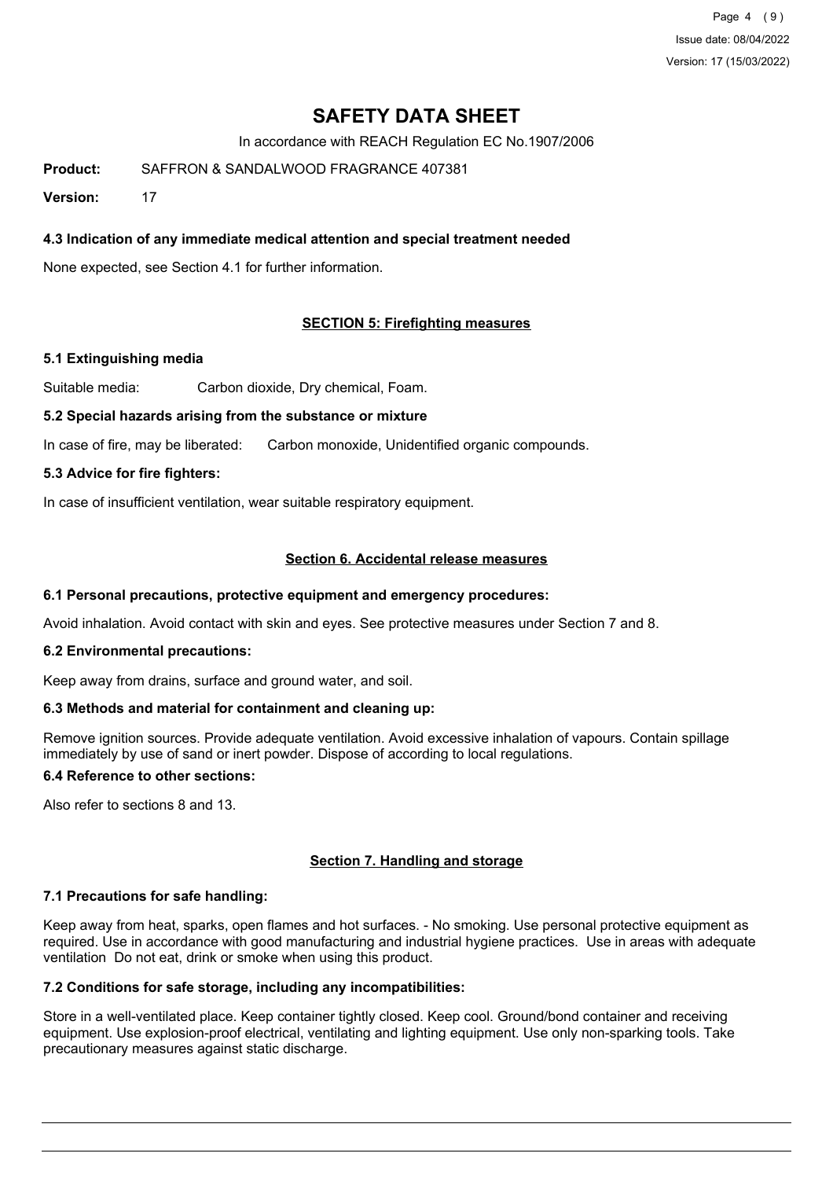# SAFETY DATA SHEET

In accordance with REACH Regulation EC No.1907/2006

**Product:** SAFFRON & SANDALWOOD FRAGRANCE 407381

**Version:** 17

### 4.3 Indication of any immediate medical attention and special treatment needed

None expected, see Section 4.1 for further information.

## SECTION 5: Firefighting measures

### 5.1 Extinguishing media

Suitable media: Carbon dioxide, Dry chemical, Foam.

### 5.2 Special hazards arising from the substance or mixture

In case of fire, may be liberated: Carbon monoxide, Unidentified organic compounds.

### 5.3 Advice for fire fighters:

In case of insufficient ventilation, wear suitable respiratory equipment.

## Section 6. Accidental release measures

### 6.1 Personal precautions, protective equipment and emergency procedures:

Avoid inhalation. Avoid contact with skin and eyes. See protective measures under Section 7 and 8.

### 6.2 Environmental precautions:

Keep away from drains, surface and ground water, and soil.

### 6.3 Methods and material for containment and cleaning up:

Remove ignition sources. Provide adequate ventilation. Avoid excessive inhalation of vapours. Contain spillage immediately by use of sand or inert powder. Dispose of according to local regulations.

### 6.4 Reference to other sections:

Also refer to sections 8 and 13.

## Section 7. Handling and storage

### 7.1 Precautions for safe handling:

Keep away from heat, sparks, open flames and hot surfaces. - No smoking. Use personal protective equipment as required. Use in accordance with good manufacturing and industrial hygiene practices. Use in areas with adequate ventilation Do not eat, drink or smoke when using this product.

### 7.2 Conditions for safe storage, including any incompatibilities:

Store in a well-ventilated place. Keep container tightly closed. Keep cool. Ground/bond container and receiving equipment. Use explosion-proof electrical, ventilating and lighting equipment. Use only non-sparking tools. Take precautionary measures against static discharge.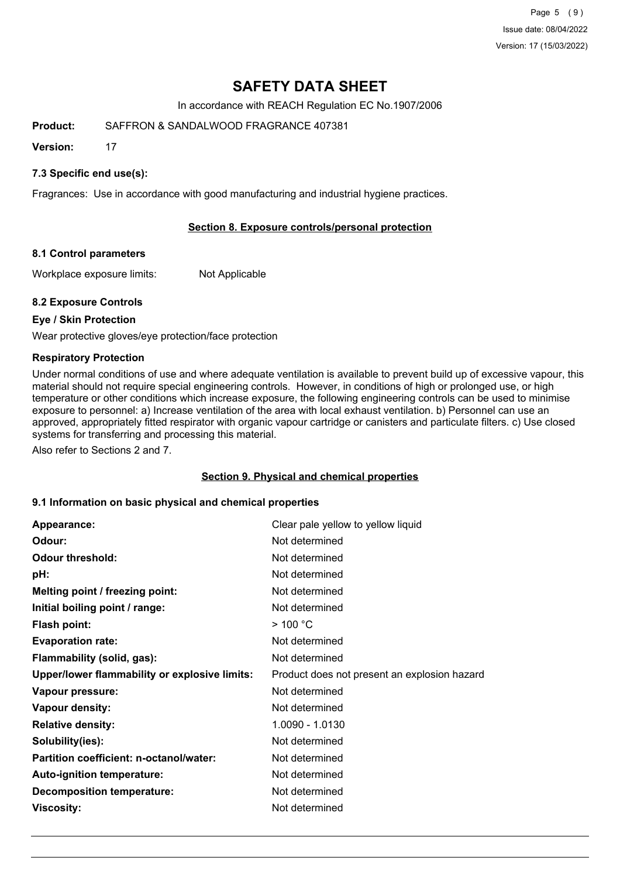### 7.3 Specific end use(s):

Fragrances: Use in accordance with good manufacturing and industrial hygiene practices.

## Section 8. Exposure controls/personal protection

### 8.1 Control parameters

Workplace exposure limits: Not Applicable

### 8.2 Exposure Controls

**Eye / Skin Protection**

Wear protective gloves/eye protection/face protection

**Respiratory Protection**

Under normal conditions of use and where adequate ventilation is available to prevent build up of excessive vapour, this material should not require special engineering controls. However, in conditions of high or prolonged use, or high temperature or other conditions which increase exposure, the following engineering controls can be used to minimise exposure to personnel: a) Increase ventilation of the area with local exhaust ventilation. b) Personnel can use an approved, appropriately fitted respirator with organic vapour cartridge or canisters and particulate filters. c) Use closed systems for transferring and processing this material.

Also refer to Sections 2 and 7.

## Section 9. Physical and chemical properties

### 9.1 Information on basic physical and chemical properties

| | |
|---|---|
| **Appearance:** | Clear pale yellow to yellow liquid |
| **Odour:** | Not determined |
| **Odour threshold:** | Not determined |
| **pH:** | Not determined |
| **Melting point / freezing point:** | Not determined |
| **Initial boiling point / range:** | Not determined |
| **Flash point:** | > 100 °C |
| **Evaporation rate:** | Not determined |
| **Flammability (solid, gas):** | Not determined |
| **Upper/lower flammability or explosive limits:** | Product does not present an explosion hazard |
| **Vapour pressure:** | Not determined |
| **Vapour density:** | Not determined |
| **Relative density:** | 1.0090 - 1.0130 |
| **Solubility(ies):** | Not determined |
| **Partition coefficient: n-octanol/water:** | Not determined |
| **Auto-ignition temperature:** | Not determined |
| **Decomposition temperature:** | Not determined |
| **Viscosity:** | Not determined |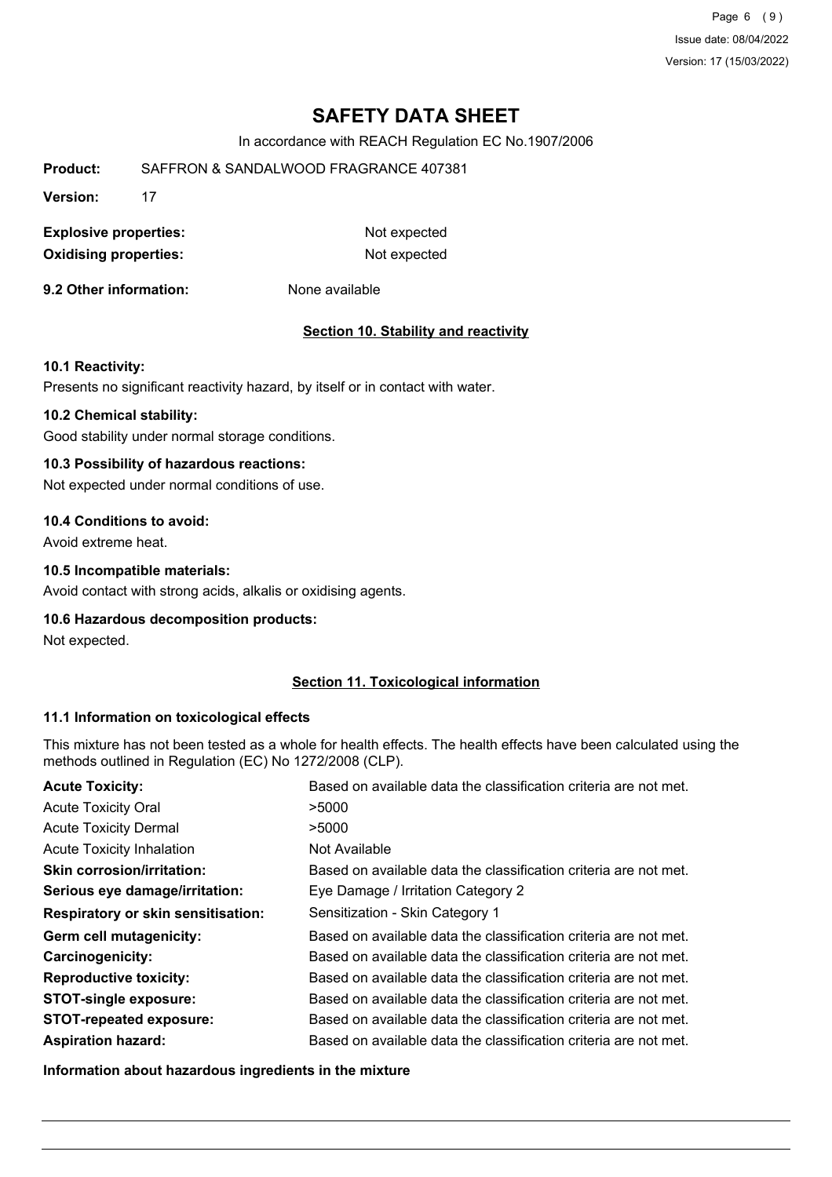# SAFETY DATA SHEET

In accordance with REACH Regulation EC No.1907/2006

**Product:** SAFFRON & SANDALWOOD FRAGRANCE 407381

**Version:** 17

| | |
|---|---|
| **Explosive properties:** | Not expected |
| **Oxidising properties:** | Not expected |

**9.2 Other information:** None available

## Section 10. Stability and reactivity

### 10.1 Reactivity:

Presents no significant reactivity hazard, by itself or in contact with water.

### 10.2 Chemical stability:

Good stability under normal storage conditions.

### 10.3 Possibility of hazardous reactions:

Not expected under normal conditions of use.

### 10.4 Conditions to avoid:

Avoid extreme heat.

### 10.5 Incompatible materials:

Avoid contact with strong acids, alkalis or oxidising agents.

### 10.6 Hazardous decomposition products:

Not expected.

## Section 11. Toxicological information

### 11.1 Information on toxicological effects

This mixture has not been tested as a whole for health effects. The health effects have been calculated using the methods outlined in Regulation (EC) No 1272/2008 (CLP).

| | |
|---|---|
| **Acute Toxicity:** | Based on available data the classification criteria are not met. |
| Acute Toxicity Oral | >5000 |
| Acute Toxicity Dermal | >5000 |
| Acute Toxicity Inhalation | Not Available |
| **Skin corrosion/irritation:** | Based on available data the classification criteria are not met. |
| **Serious eye damage/irritation:** | Eye Damage / Irritation Category 2 |
| **Respiratory or skin sensitisation:** | Sensitization - Skin Category 1 |
| **Germ cell mutagenicity:** | Based on available data the classification criteria are not met. |
| **Carcinogenicity:** | Based on available data the classification criteria are not met. |
| **Reproductive toxicity:** | Based on available data the classification criteria are not met. |
| **STOT-single exposure:** | Based on available data the classification criteria are not met. |
| **STOT-repeated exposure:** | Based on available data the classification criteria are not met. |
| **Aspiration hazard:** | Based on available data the classification criteria are not met. |

**Information about hazardous ingredients in the mixture**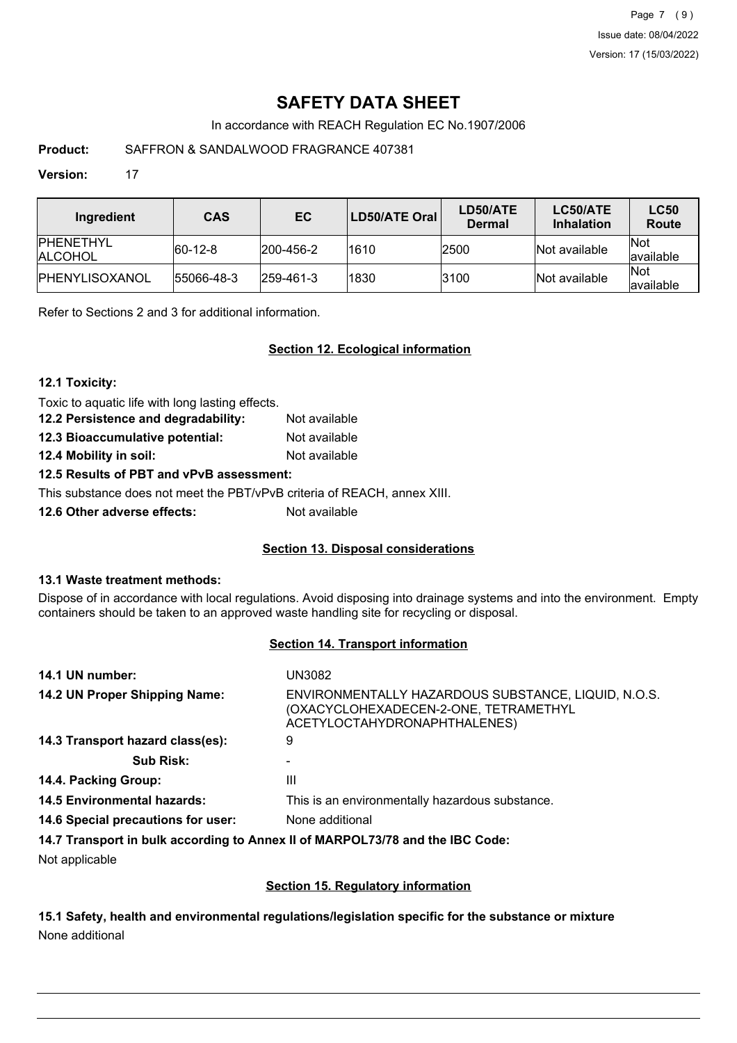# SAFETY DATA SHEET

In accordance with REACH Regulation EC No.1907/2006

**Product:** SAFFRON & SANDALWOOD FRAGRANCE 407381

**Version:** 17

| Ingredient | CAS | EC | LD50/ATE Oral | LD50/ATE Dermal | LC50/ATE Inhalation | LC50 Route |
|---|---|---|---|---|---|---|
| PHENETHYL ALCOHOL | 60-12-8 | 200-456-2 | 1610 | 2500 | Not available | Not available |
| PHENYLISOXANOL | 55066-48-3 | 259-461-3 | 1830 | 3100 | Not available | Not available |

Refer to Sections 2 and 3 for additional information.

## Section 12. Ecological information

### 12.1 Toxicity:

Toxic to aquatic life with long lasting effects.

**12.2 Persistence and degradability:** Not available

**12.3 Bioaccumulative potential:** Not available

**12.4 Mobility in soil:** Not available

### 12.5 Results of PBT and vPvB assessment:

This substance does not meet the PBT/vPvB criteria of REACH, annex XIII.

**12.6 Other adverse effects:** Not available

## Section 13. Disposal considerations

### 13.1 Waste treatment methods:

Dispose of in accordance with local regulations. Avoid disposing into drainage systems and into the environment. Empty containers should be taken to an approved waste handling site for recycling or disposal.

## Section 14. Transport information

**14.1 UN number:** UN3082

**14.2 UN Proper Shipping Name:** ENVIRONMENTALLY HAZARDOUS SUBSTANCE, LIQUID, N.O.S. (OXACYCLOHEXADECEN-2-ONE, TETRAMETHYL ACETYLOCTAHYDRONAPHTHALENES)

**14.3 Transport hazard class(es):** 9

**Sub Risk:** -

**14.4. Packing Group:** III

**14.5 Environmental hazards:** This is an environmentally hazardous substance.

**14.6 Special precautions for user:** None additional

### 14.7 Transport in bulk according to Annex II of MARPOL73/78 and the IBC Code:

Not applicable

## Section 15. Regulatory information

### 15.1 Safety, health and environmental regulations/legislation specific for the substance or mixture

None additional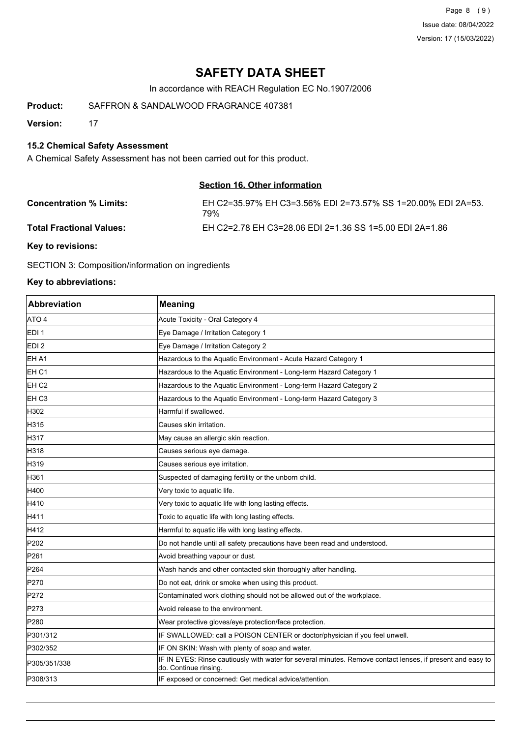# SAFETY DATA SHEET

In accordance with REACH Regulation EC No.1907/2006

**Product:** SAFFRON & SANDALWOOD FRAGRANCE 407381

**Version:** 17

### 15.2 Chemical Safety Assessment

A Chemical Safety Assessment has not been carried out for this product.

## Section 16. Other information

**Concentration % Limits:** EH C2=35.97% EH C3=3.56% EDI 2=73.57% SS 1=20.00% EDI 2A=53.79%

**Total Fractional Values:** EH C2=2.78 EH C3=28.06 EDI 2=1.36 SS 1=5.00 EDI 2A=1.86

**Key to revisions:**

SECTION 3: Composition/information on ingredients

**Key to abbreviations:**

| Abbreviation | Meaning |
|---|---|
| ATO 4 | Acute Toxicity - Oral Category 4 |
| EDI 1 | Eye Damage / Irritation Category 1 |
| EDI 2 | Eye Damage / Irritation Category 2 |
| EH A1 | Hazardous to the Aquatic Environment - Acute Hazard Category 1 |
| EH C1 | Hazardous to the Aquatic Environment - Long-term Hazard Category 1 |
| EH C2 | Hazardous to the Aquatic Environment - Long-term Hazard Category 2 |
| EH C3 | Hazardous to the Aquatic Environment - Long-term Hazard Category 3 |
| H302 | Harmful if swallowed. |
| H315 | Causes skin irritation. |
| H317 | May cause an allergic skin reaction. |
| H318 | Causes serious eye damage. |
| H319 | Causes serious eye irritation. |
| H361 | Suspected of damaging fertility or the unborn child. |
| H400 | Very toxic to aquatic life. |
| H410 | Very toxic to aquatic life with long lasting effects. |
| H411 | Toxic to aquatic life with long lasting effects. |
| H412 | Harmful to aquatic life with long lasting effects. |
| P202 | Do not handle until all safety precautions have been read and understood. |
| P261 | Avoid breathing vapour or dust. |
| P264 | Wash hands and other contacted skin thoroughly after handling. |
| P270 | Do not eat, drink or smoke when using this product. |
| P272 | Contaminated work clothing should not be allowed out of the workplace. |
| P273 | Avoid release to the environment. |
| P280 | Wear protective gloves/eye protection/face protection. |
| P301/312 | IF SWALLOWED: call a POISON CENTER or doctor/physician if you feel unwell. |
| P302/352 | IF ON SKIN: Wash with plenty of soap and water. |
| P305/351/338 | IF IN EYES: Rinse cautiously with water for several minutes. Remove contact lenses, if present and easy to do. Continue rinsing. |
| P308/313 | IF exposed or concerned: Get medical advice/attention. |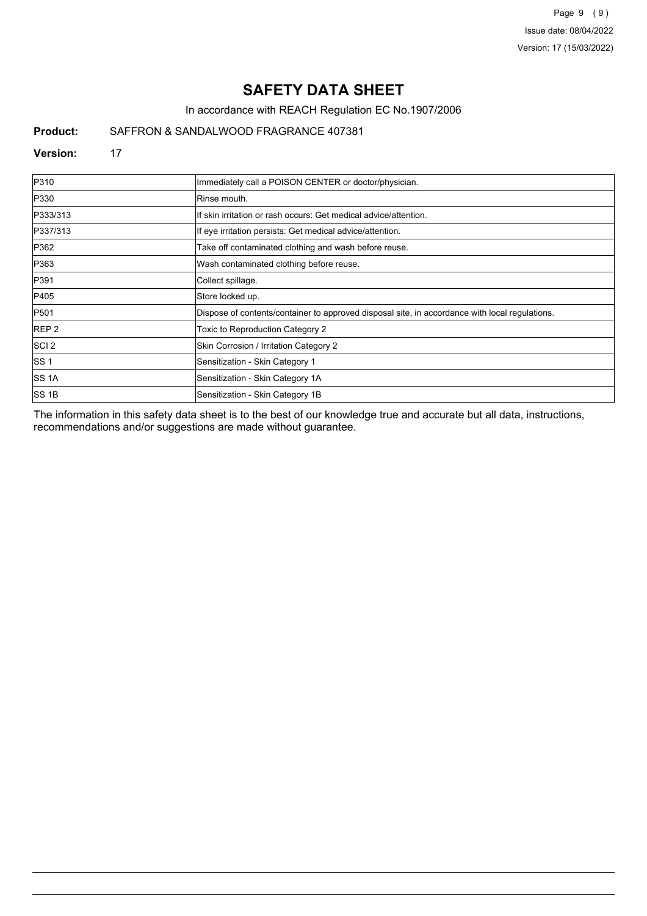| | |
|---|---|
| P310 | Immediately call a POISON CENTER or doctor/physician. |
| P330 | Rinse mouth. |
| P333/313 | If skin irritation or rash occurs: Get medical advice/attention. |
| P337/313 | If eye irritation persists: Get medical advice/attention. |
| P362 | Take off contaminated clothing and wash before reuse. |
| P363 | Wash contaminated clothing before reuse. |
| P391 | Collect spillage. |
| P405 | Store locked up. |
| P501 | Dispose of contents/container to approved disposal site, in accordance with local regulations. |
| REP 2 | Toxic to Reproduction Category 2 |
| SCI 2 | Skin Corrosion / Irritation Category 2 |
| SS 1 | Sensitization - Skin Category 1 |
| SS 1A | Sensitization - Skin Category 1A |
| SS 1B | Sensitization - Skin Category 1B |

The information in this safety data sheet is to the best of our knowledge true and accurate but all data, instructions, recommendations and/or suggestions are made without guarantee.